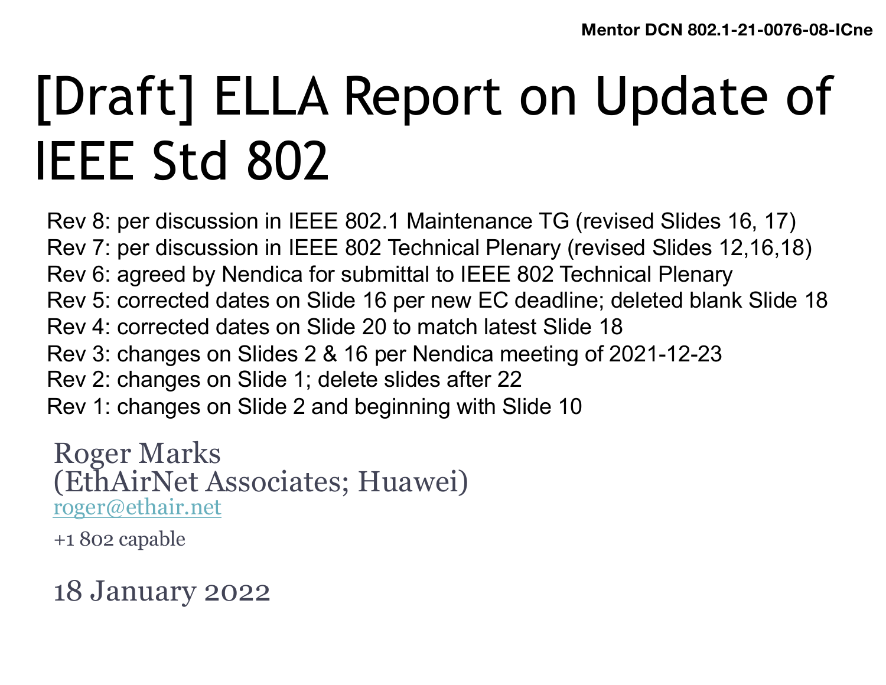Mentor DCN 802.1-21-0076-08-ICne

# [Draft] ELLA Report on Update of IEEE Std 802

Rev 8: per discussion in IEEE 802.1 Maintenance TG (revised Slides 16, 17)
Rev 7: per discussion in IEEE 802 Technical Plenary (revised Slides 12,16,18)
Rev 6: agreed by Nendica for submittal to IEEE 802 Technical Plenary
Rev 5: corrected dates on Slide 16 per new EC deadline; deleted blank Slide 18
Rev 4: corrected dates on Slide 20 to match latest Slide 18
Rev 3: changes on Slides 2 & 16 per Nendica meeting of 2021-12-23
Rev 2: changes on Slide 1; delete slides after 22
Rev 1: changes on Slide 2 and beginning with Slide 10

Roger Marks
(EthAirNet Associates; Huawei)
rogerethair.net
+1 802 capable

18 January 2022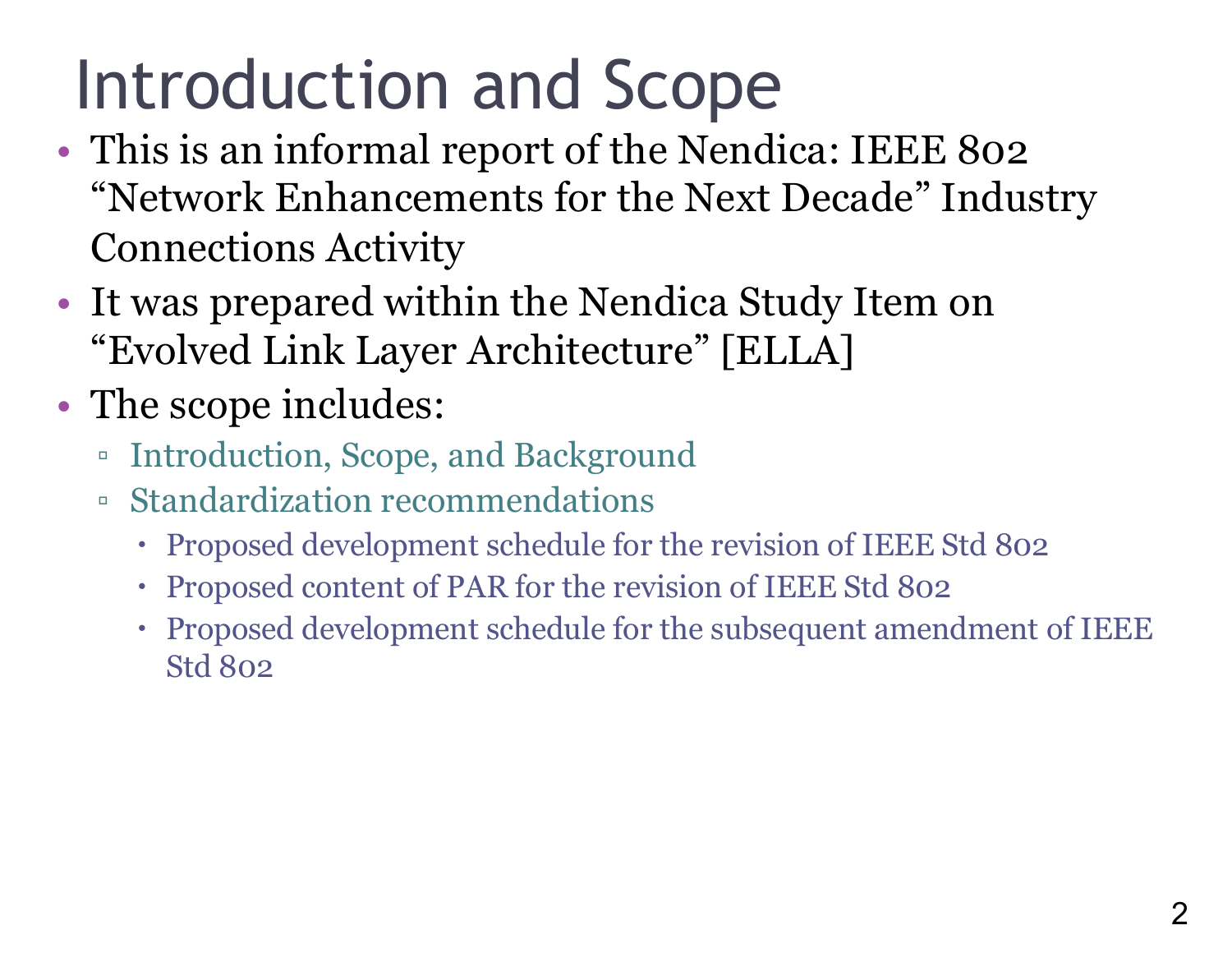# Introduction and Scope

- This is an informal report of the Nendica: IEEE 802 "Network Enhancements for the Next Decade" Industry Connections Activity
- It was prepared within the Nendica Study Item on "Evolved Link Layer Architecture" [ELLA]
- The scope includes:
  - Introduction, Scope, and Background
  - Standardization recommendations
    - Proposed development schedule for the revision of IEEE Std 802
    - Proposed content of PAR for the revision of IEEE Std 802
    - Proposed development schedule for the subsequent amendment of IEEE Std 802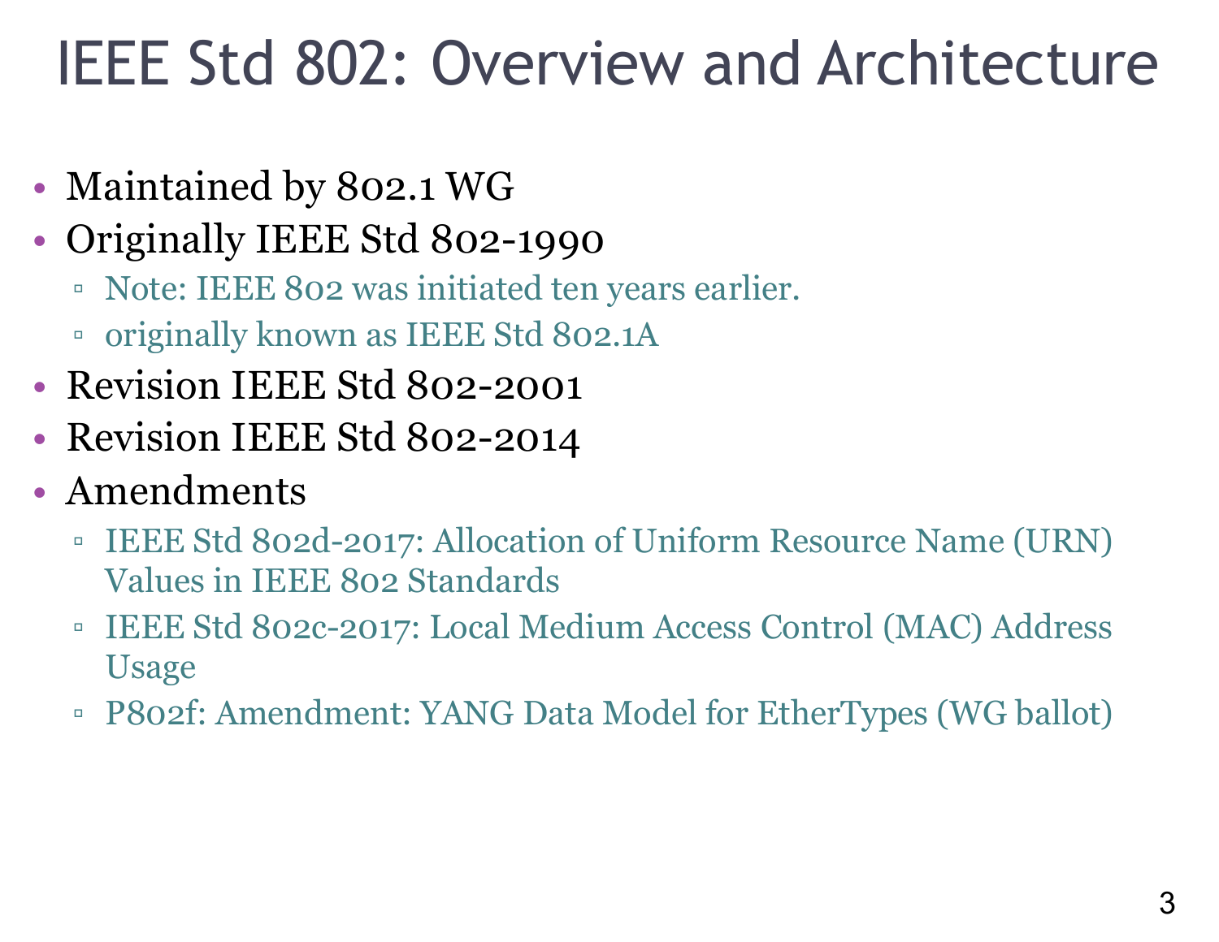# IEEE Std 802: Overview and Architecture

- Maintained by 802.1 WG
- Originally IEEE Std 802-1990
  - Note: IEEE 802 was initiated ten years earlier.
  - originally known as IEEE Std 802.1A
- Revision IEEE Std 802-2001
- Revision IEEE Std 802-2014
- Amendments
  - IEEE Std 802d-2017: Allocation of Uniform Resource Name (URN) Values in IEEE 802 Standards
  - IEEE Std 802c-2017: Local Medium Access Control (MAC) Address Usage
  - P802f: Amendment: YANG Data Model for EtherTypes (WG ballot)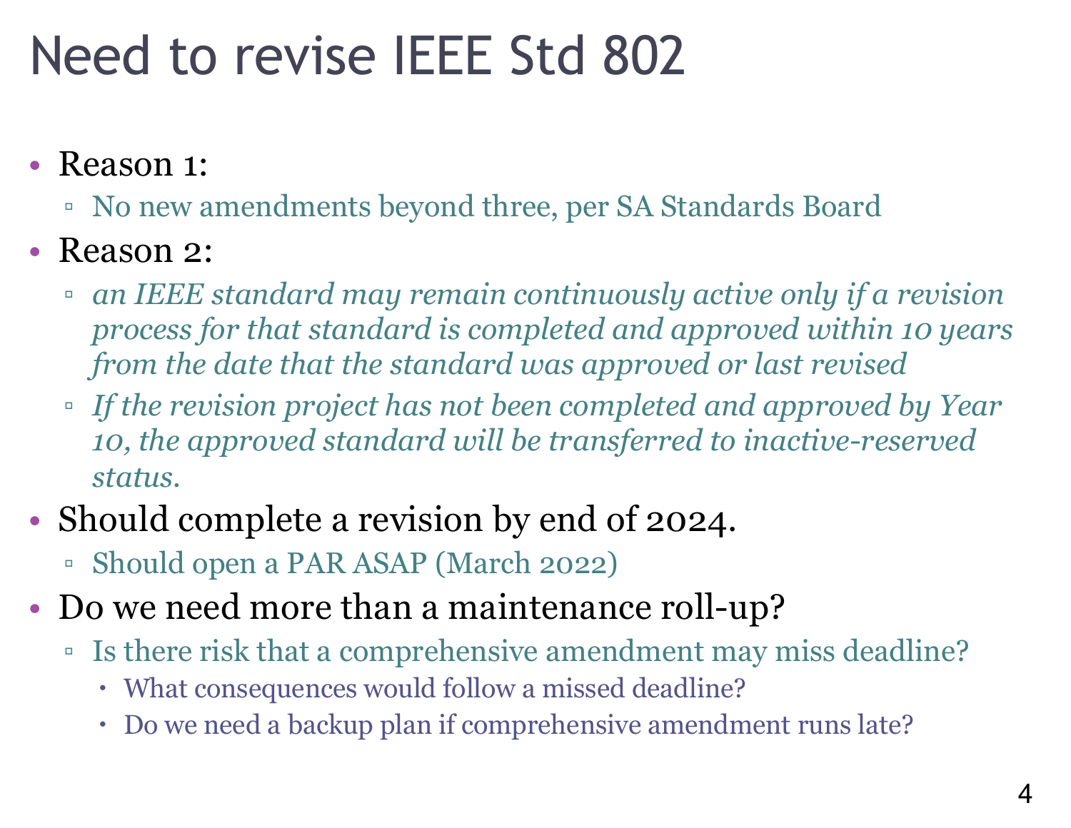# Need to revise IEEE Std 802

- Reason 1:
  - No new amendments beyond three, per SA Standards Board
- Reason 2:
  - *an IEEE standard may remain continuously active only if a revision process for that standard is completed and approved within 10 years from the date that the standard was approved or last revised*
  - *If the revision project has not been completed and approved by Year 10, the approved standard will be transferred to inactive-reserved status.*
- Should complete a revision by end of 2024.
  - Should open a PAR ASAP (March 2022)
- Do we need more than a maintenance roll-up?
  - Is there risk that a comprehensive amendment may miss deadline?
    - What consequences would follow a missed deadline?
    - Do we need a backup plan if comprehensive amendment runs late?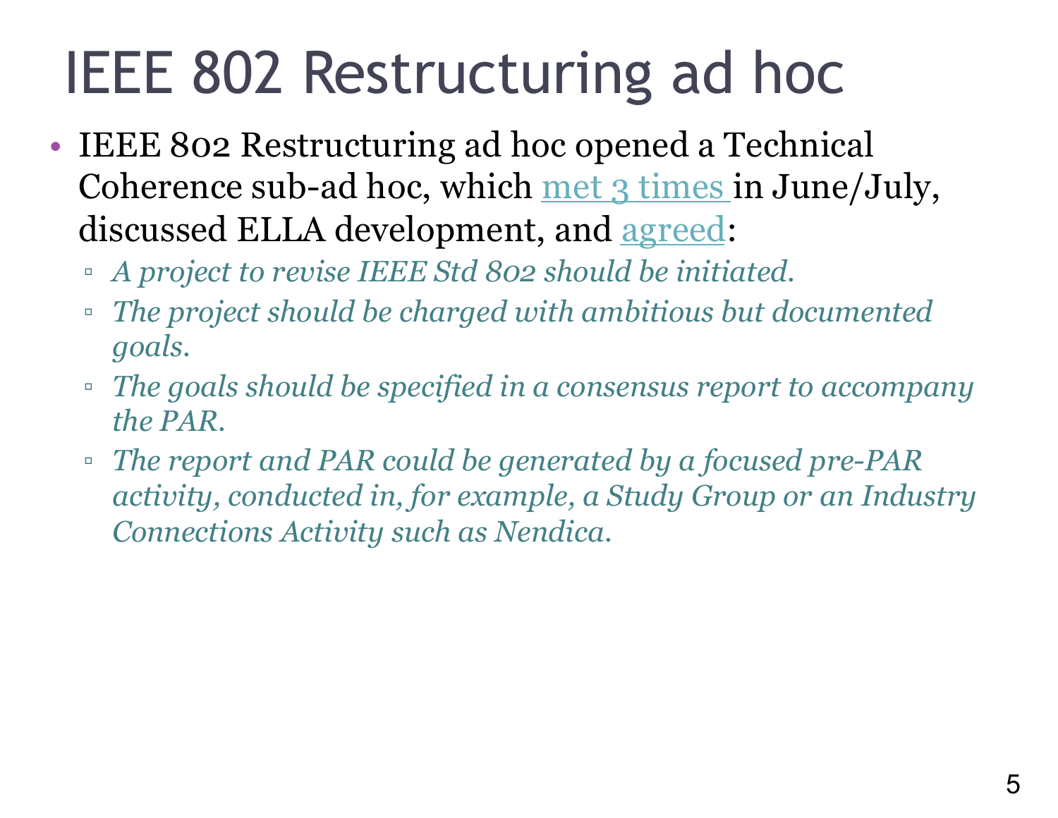# IEEE 802 Restructuring ad hoc

- IEEE 802 Restructuring ad hoc opened a Technical Coherence sub-ad hoc, which met 3 times in June/July, discussed ELLA development, and agreed:
  - *A project to revise IEEE Std 802 should be initiated.*
  - *The project should be charged with ambitious but documented goals.*
  - *The goals should be specified in a consensus report to accompany the PAR.*
  - *The report and PAR could be generated by a focused pre-PAR activity, conducted in, for example, a Study Group or an Industry Connections Activity such as Nendica.*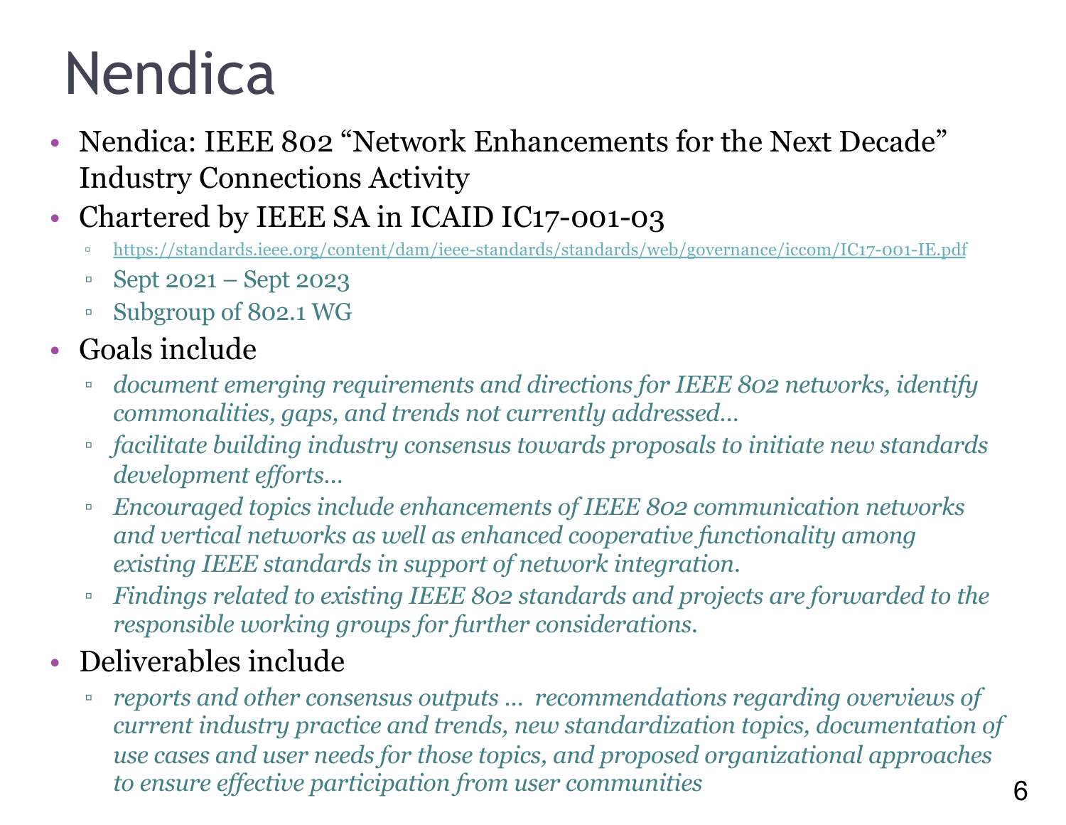# Nendica

- Nendica: IEEE 802 "Network Enhancements for the Next Decade" Industry Connections Activity
- Chartered by IEEE SA in ICAID IC17-001-03
  - https://standards.ieee.org/content/dam/ieee-standards/standards/web/governance/iccom/IC17-001-IE.pdf
  - Sept 2021 – Sept 2023
  - Subgroup of 802.1 WG
- Goals include
  - *document emerging requirements and directions for IEEE 802 networks, identify commonalities, gaps, and trends not currently addressed…*
  - *facilitate building industry consensus towards proposals to initiate new standards development efforts…*
  - *Encouraged topics include enhancements of IEEE 802 communication networks and vertical networks as well as enhanced cooperative functionality among existing IEEE standards in support of network integration.*
  - *Findings related to existing IEEE 802 standards and projects are forwarded to the responsible working groups for further considerations.*
- Deliverables include
  - *reports and other consensus outputs … recommendations regarding overviews of current industry practice and trends, new standardization topics, documentation of use cases and user needs for those topics, and proposed organizational approaches to ensure effective participation from user communities*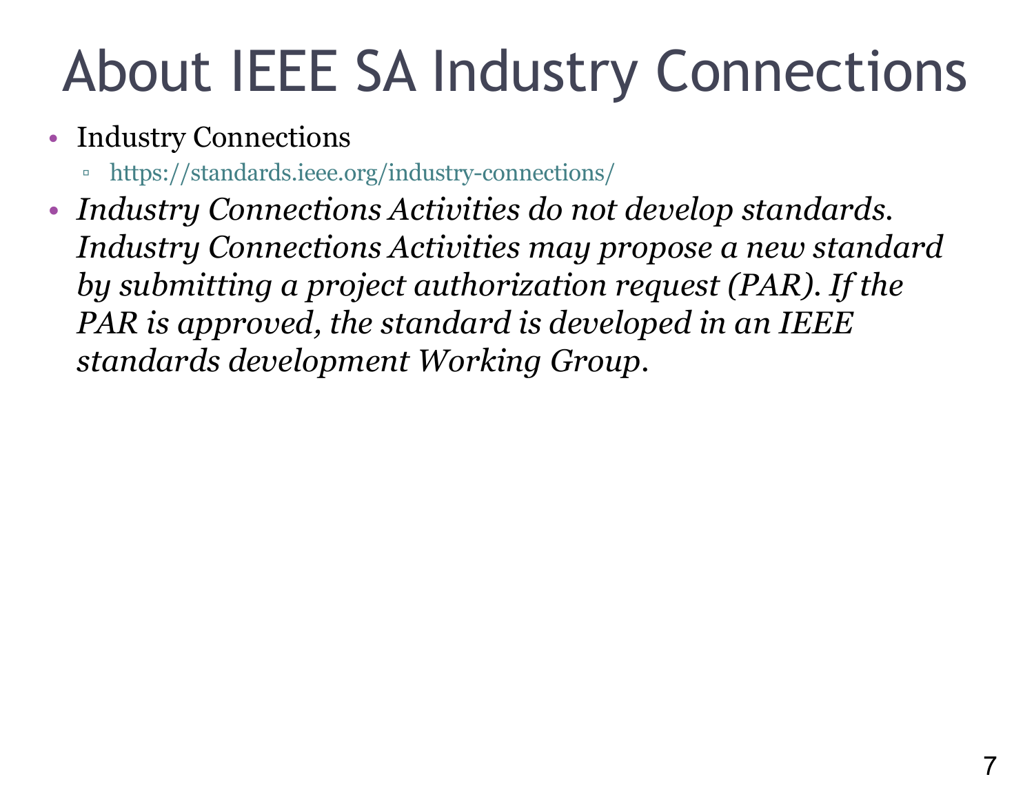# About IEEE SA Industry Connections

- Industry Connections
  - https://standards.ieee.org/industry-connections/
- *Industry Connections Activities do not develop standards. Industry Connections Activities may propose a new standard by submitting a project authorization request (PAR). If the PAR is approved, the standard is developed in an IEEE standards development Working Group.*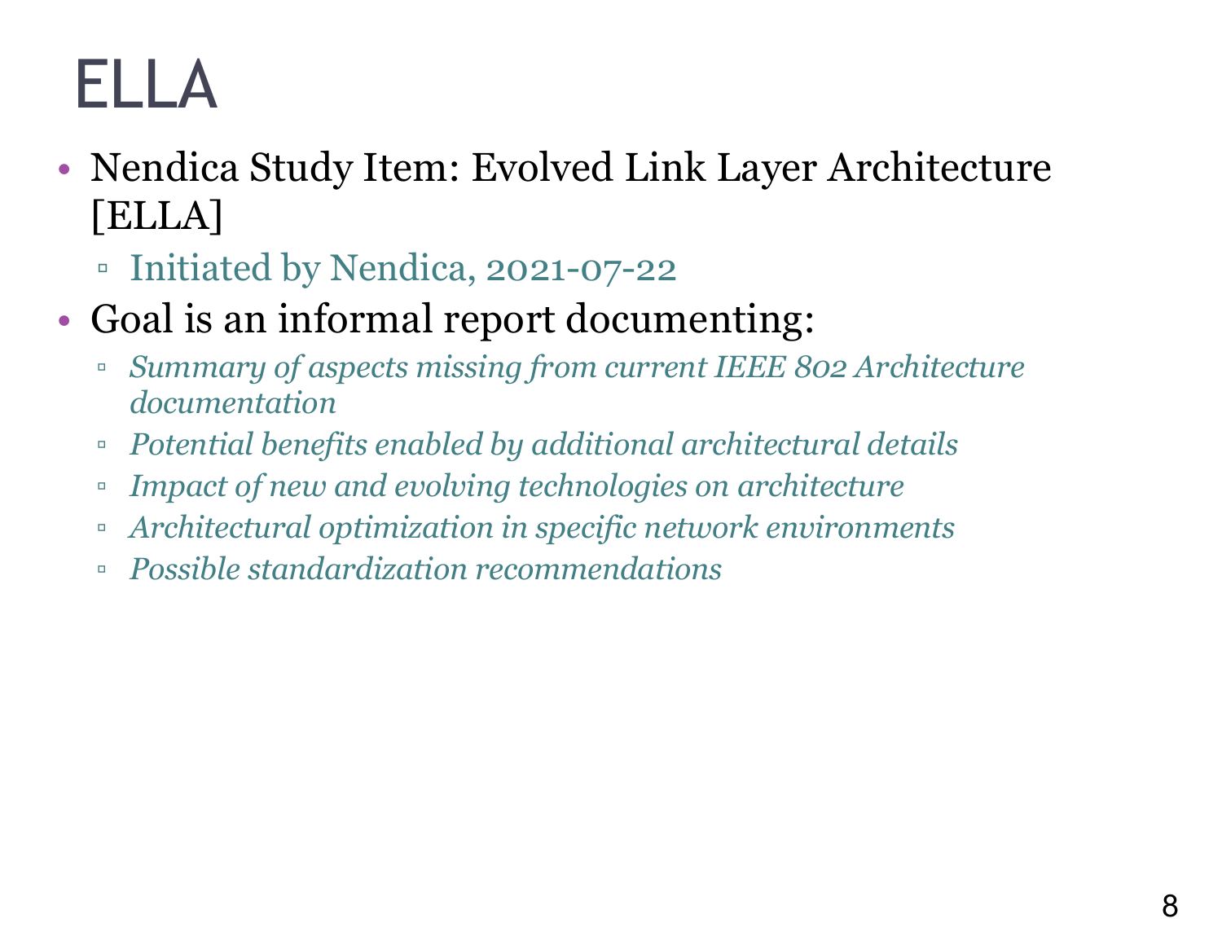# ELLA

- Nendica Study Item: Evolved Link Layer Architecture [ELLA]
  - Initiated by Nendica, 2021-07-22
- Goal is an informal report documenting:
  - *Summary of aspects missing from current IEEE 802 Architecture documentation*
  - *Potential benefits enabled by additional architectural details*
  - *Impact of new and evolving technologies on architecture*
  - *Architectural optimization in specific network environments*
  - *Possible standardization recommendations*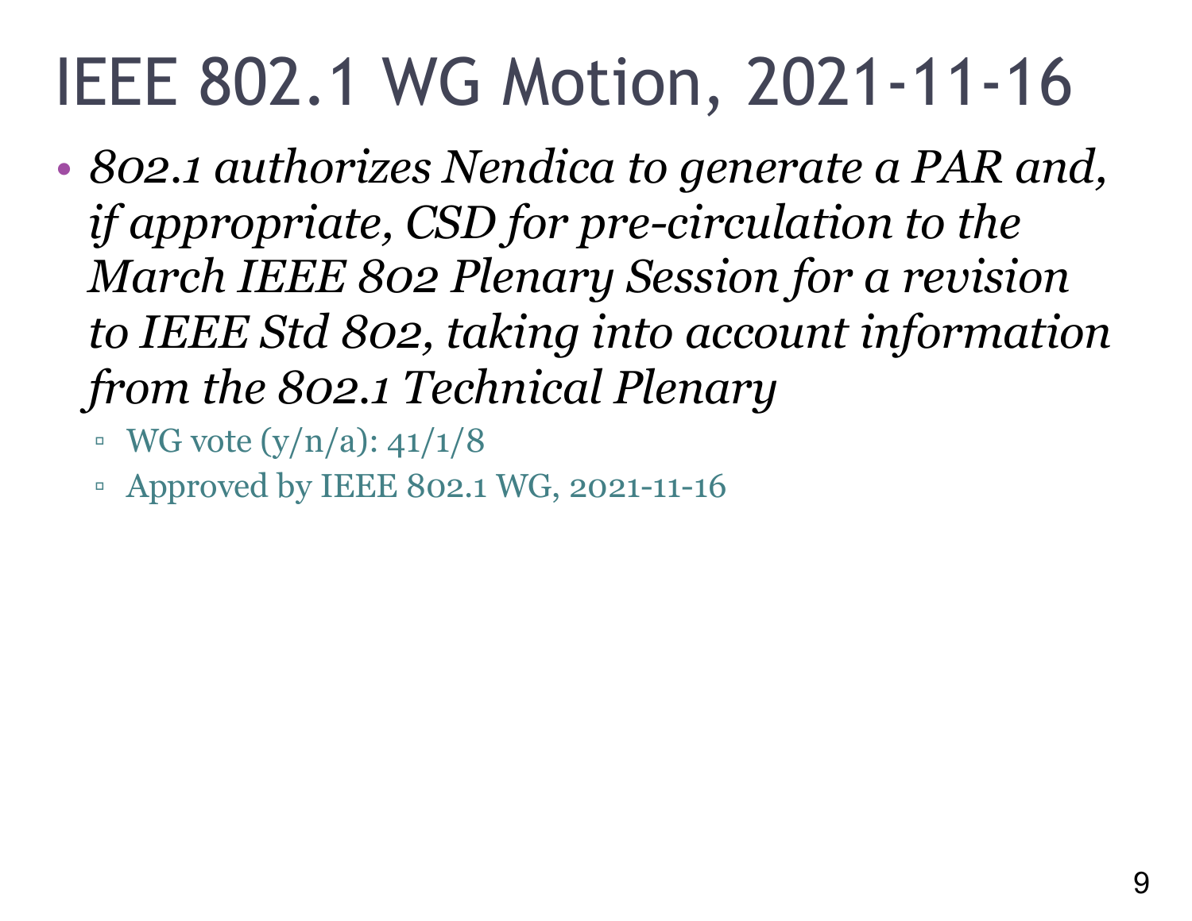# IEEE 802.1 WG Motion, 2021-11-16

- *802.1 authorizes Nendica to generate a PAR and, if appropriate, CSD for pre-circulation to the March IEEE 802 Plenary Session for a revision to IEEE Std 802, taking into account information from the 802.1 Technical Plenary*
  - WG vote (y/n/a): 41/1/8
  - Approved by IEEE 802.1 WG, 2021-11-16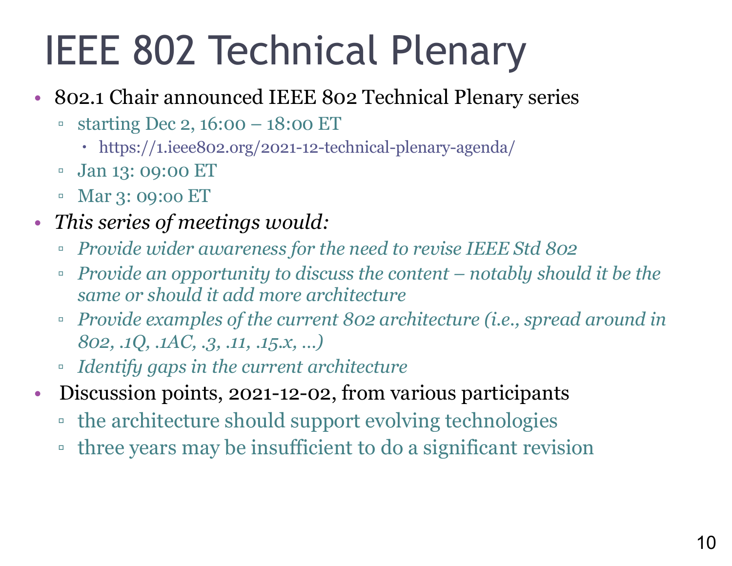# IEEE 802 Technical Plenary

- 802.1 Chair announced IEEE 802 Technical Plenary series
  - starting Dec 2, 16:00 – 18:00 ET
    - https://1.ieee802.org/2021-12-technical-plenary-agenda/
  - Jan 13: 09:00 ET
  - Mar 3: 09:00 ET
- *This series of meetings would:*
  - *Provide wider awareness for the need to revise IEEE Std 802*
  - *Provide an opportunity to discuss the content – notably should it be the same or should it add more architecture*
  - *Provide examples of the current 802 architecture (i.e., spread around in 802, .1Q, .1AC, .3, .11, .15.x, …)*
  - *Identify gaps in the current architecture*
- Discussion points, 2021-12-02, from various participants
  - the architecture should support evolving technologies
  - three years may be insufficient to do a significant revision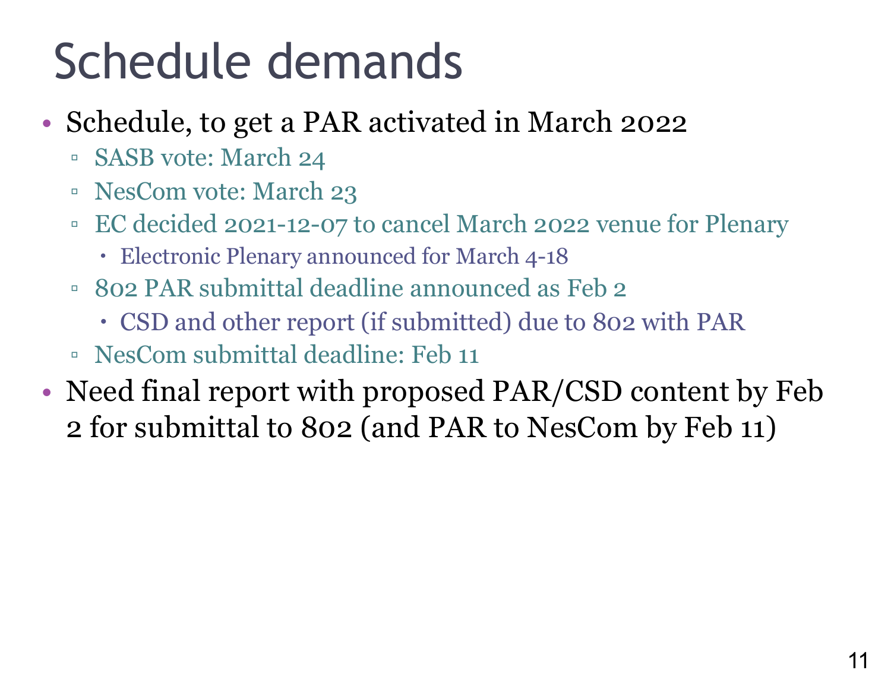# Schedule demands

- Schedule, to get a PAR activated in March 2022
  - SASB vote: March 24
  - NesCom vote: March 23
  - EC decided 2021-12-07 to cancel March 2022 venue for Plenary
    - Electronic Plenary announced for March 4-18
  - 802 PAR submittal deadline announced as Feb 2
    - CSD and other report (if submitted) due to 802 with PAR
  - NesCom submittal deadline: Feb 11
- Need final report with proposed PAR/CSD content by Feb 2 for submittal to 802 (and PAR to NesCom by Feb 11)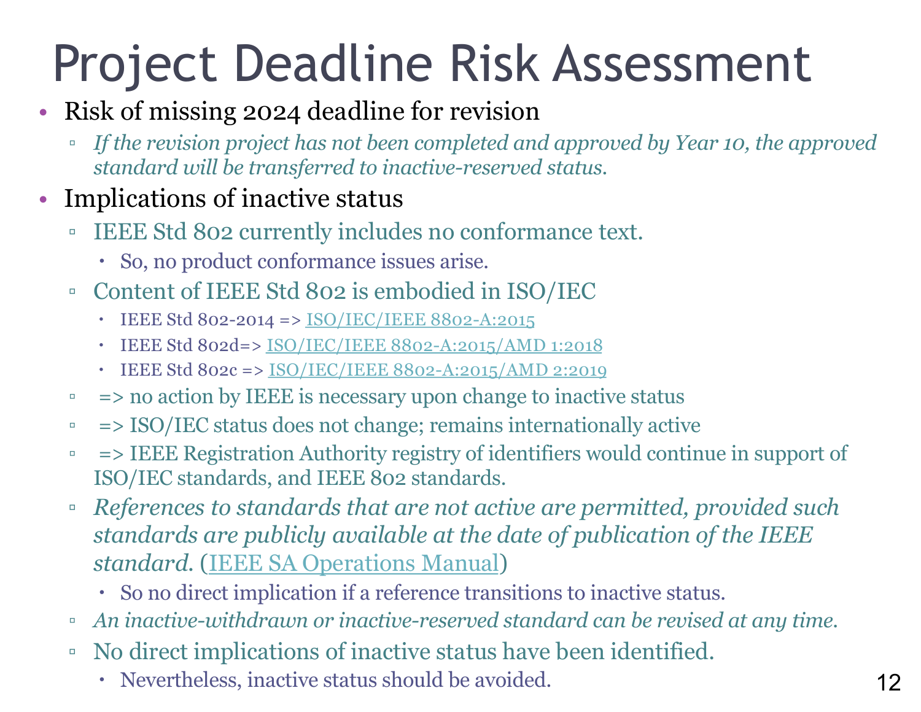# Project Deadline Risk Assessment

- Risk of missing 2024 deadline for revision
  - *If the revision project has not been completed and approved by Year 10, the approved standard will be transferred to inactive-reserved status.*
- Implications of inactive status
  - IEEE Std 802 currently includes no conformance text.
    - So, no product conformance issues arise.
  - Content of IEEE Std 802 is embodied in ISO/IEC
    - IEEE Std 802-2014 => ISO/IEC/IEEE 8802-A:2015
    - IEEE Std 802d=> ISO/IEC/IEEE 8802-A:2015/AMD 1:2018
    - IEEE Std 802c => ISO/IEC/IEEE 8802-A:2015/AMD 2:2019
  - => no action by IEEE is necessary upon change to inactive status
  - => ISO/IEC status does not change; remains internationally active
  - => IEEE Registration Authority registry of identifiers would continue in support of ISO/IEC standards, and IEEE 802 standards.
  - *References to standards that are not active are permitted, provided such standards are publicly available at the date of publication of the IEEE standard.* (IEEE SA Operations Manual)
    - So no direct implication if a reference transitions to inactive status.
  - *An inactive-withdrawn or inactive-reserved standard can be revised at any time.*
  - No direct implications of inactive status have been identified.
    - Nevertheless, inactive status should be avoided.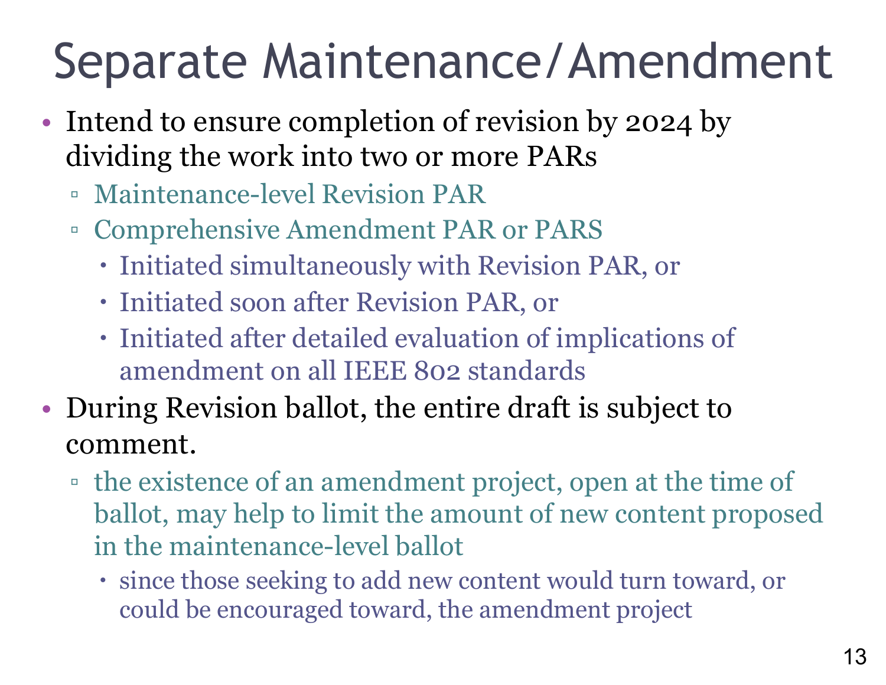# Separate Maintenance/Amendment

- Intend to ensure completion of revision by 2024 by dividing the work into two or more PARs
  - Maintenance-level Revision PAR
  - Comprehensive Amendment PAR or PARS
    - Initiated simultaneously with Revision PAR, or
    - Initiated soon after Revision PAR, or
    - Initiated after detailed evaluation of implications of amendment on all IEEE 802 standards
- During Revision ballot, the entire draft is subject to comment.
  - the existence of an amendment project, open at the time of ballot, may help to limit the amount of new content proposed in the maintenance-level ballot
    - since those seeking to add new content would turn toward, or could be encouraged toward, the amendment project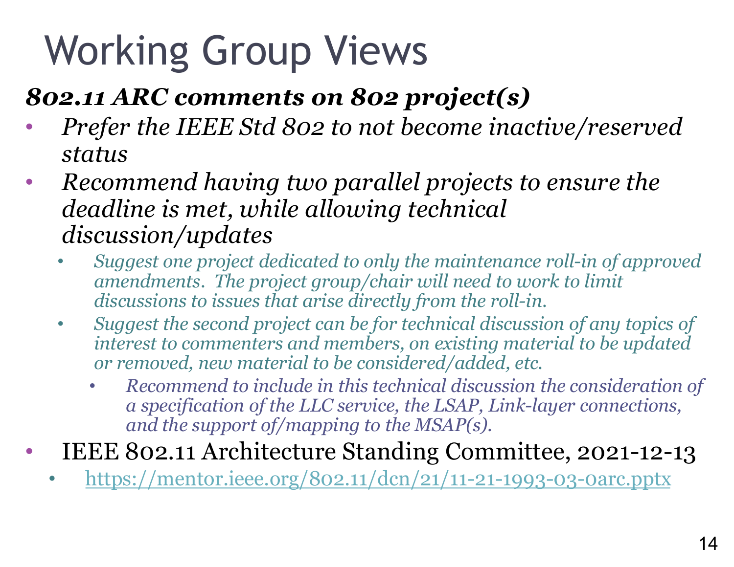# Working Group Views

***802.11 ARC comments on 802 project(s)***

- *Prefer the IEEE Std 802 to not become inactive/reserved status*
- *Recommend having two parallel projects to ensure the deadline is met, while allowing technical discussion/updates*
  - *Suggest one project dedicated to only the maintenance roll-in of approved amendments. The project group/chair will need to work to limit discussions to issues that arise directly from the roll-in.*
  - *Suggest the second project can be for technical discussion of any topics of interest to commenters and members, on existing material to be updated or removed, new material to be considered/added, etc.*
    - *Recommend to include in this technical discussion the consideration of a specification of the LLC service, the LSAP, Link-layer connections, and the support of/mapping to the MSAP(s).*
- IEEE 802.11 Architecture Standing Committee, 2021-12-13
  - https://mentor.ieee.org/802.11/dcn/21/11-21-1993-03-0arc.pptx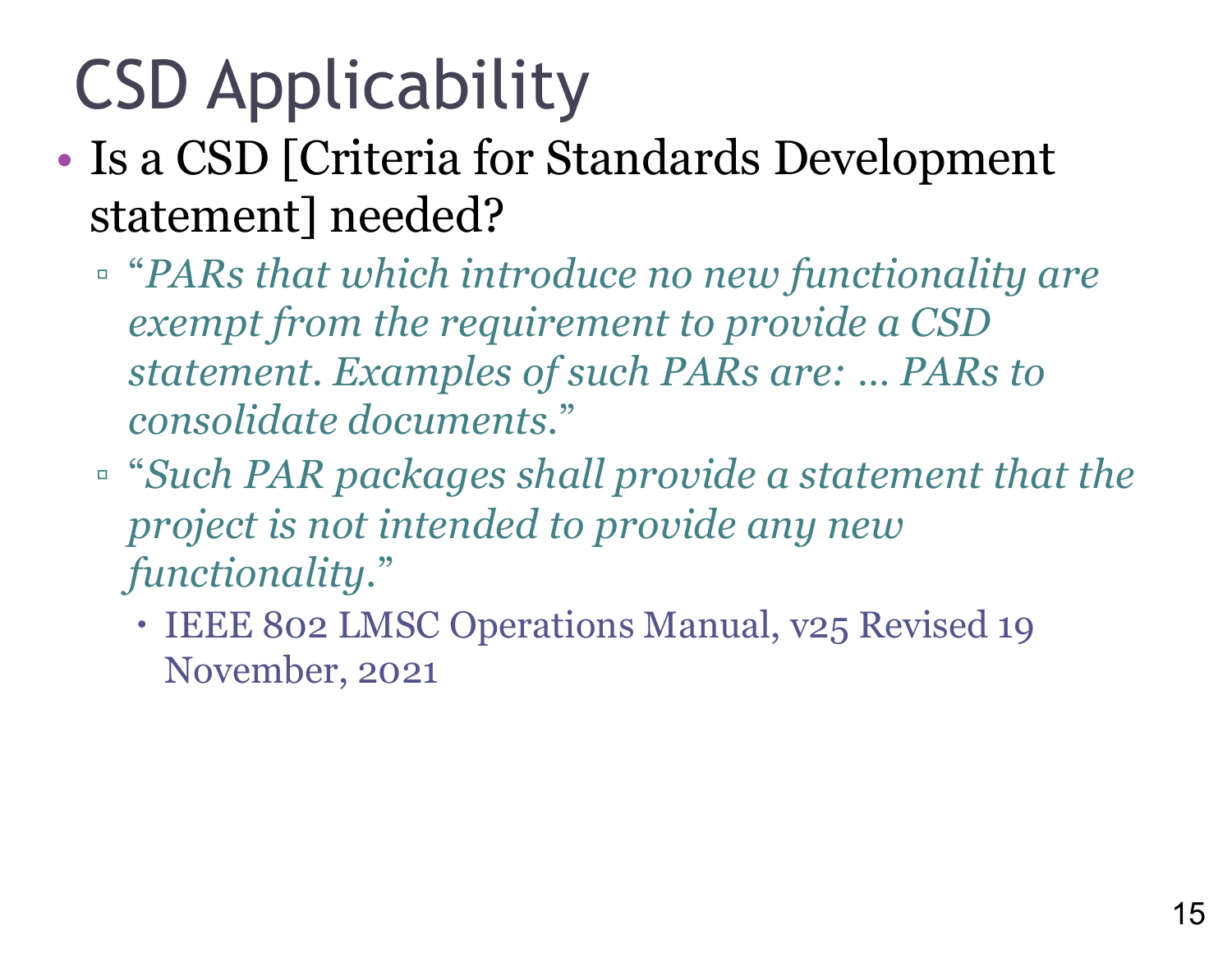# CSD Applicability

- Is a CSD [Criteria for Standards Development statement] needed?
  - “*PARs that which introduce no new functionality are exempt from the requirement to provide a CSD statement. Examples of such PARs are: … PARs to consolidate documents.*”
  - “*Such PAR packages shall provide a statement that the project is not intended to provide any new functionality.*”
    - IEEE 802 LMSC Operations Manual, v25 Revised 19 November, 2021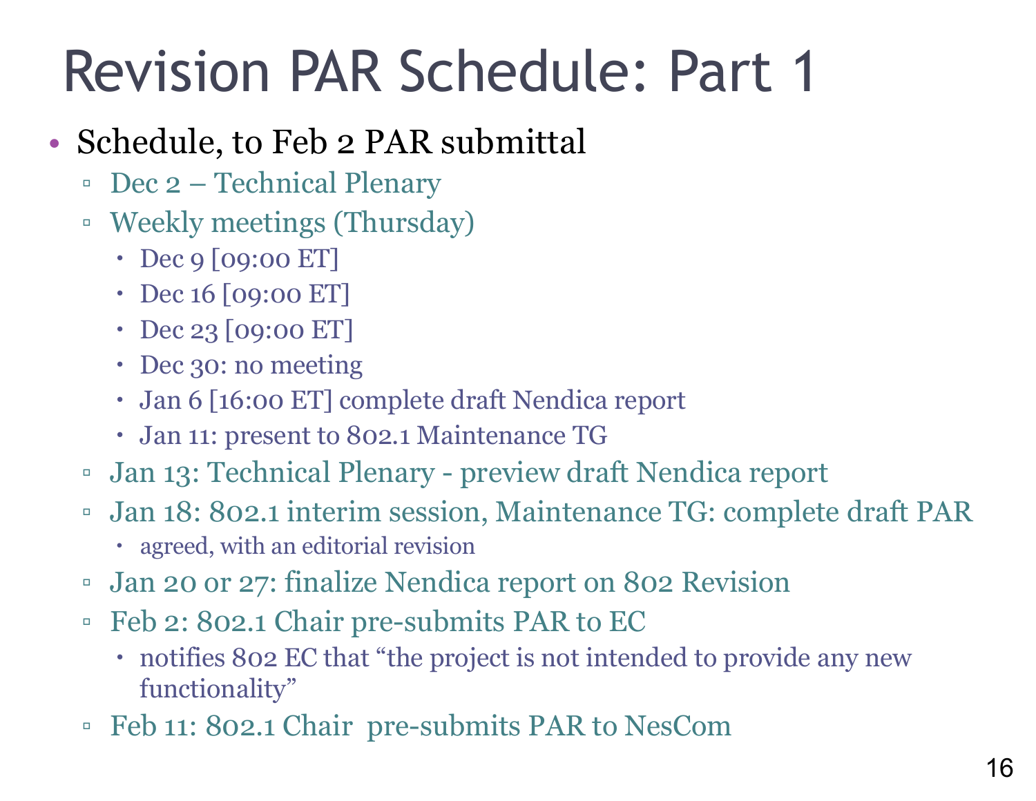# Revision PAR Schedule: Part 1

- Schedule, to Feb 2 PAR submittal
  - Dec 2 – Technical Plenary
  - Weekly meetings (Thursday)
    - Dec 9 [09:00 ET]
    - Dec 16 [09:00 ET]
    - Dec 23 [09:00 ET]
    - Dec 30: no meeting
    - Jan 6 [16:00 ET] complete draft Nendica report
    - Jan 11: present to 802.1 Maintenance TG
  - Jan 13: Technical Plenary - preview draft Nendica report
  - Jan 18: 802.1 interim session, Maintenance TG: complete draft PAR
    - agreed, with an editorial revision
  - Jan 20 or 27: finalize Nendica report on 802 Revision
  - Feb 2: 802.1 Chair pre-submits PAR to EC
    - notifies 802 EC that "the project is not intended to provide any new functionality"
  - Feb 11: 802.1 Chair pre-submits PAR to NesCom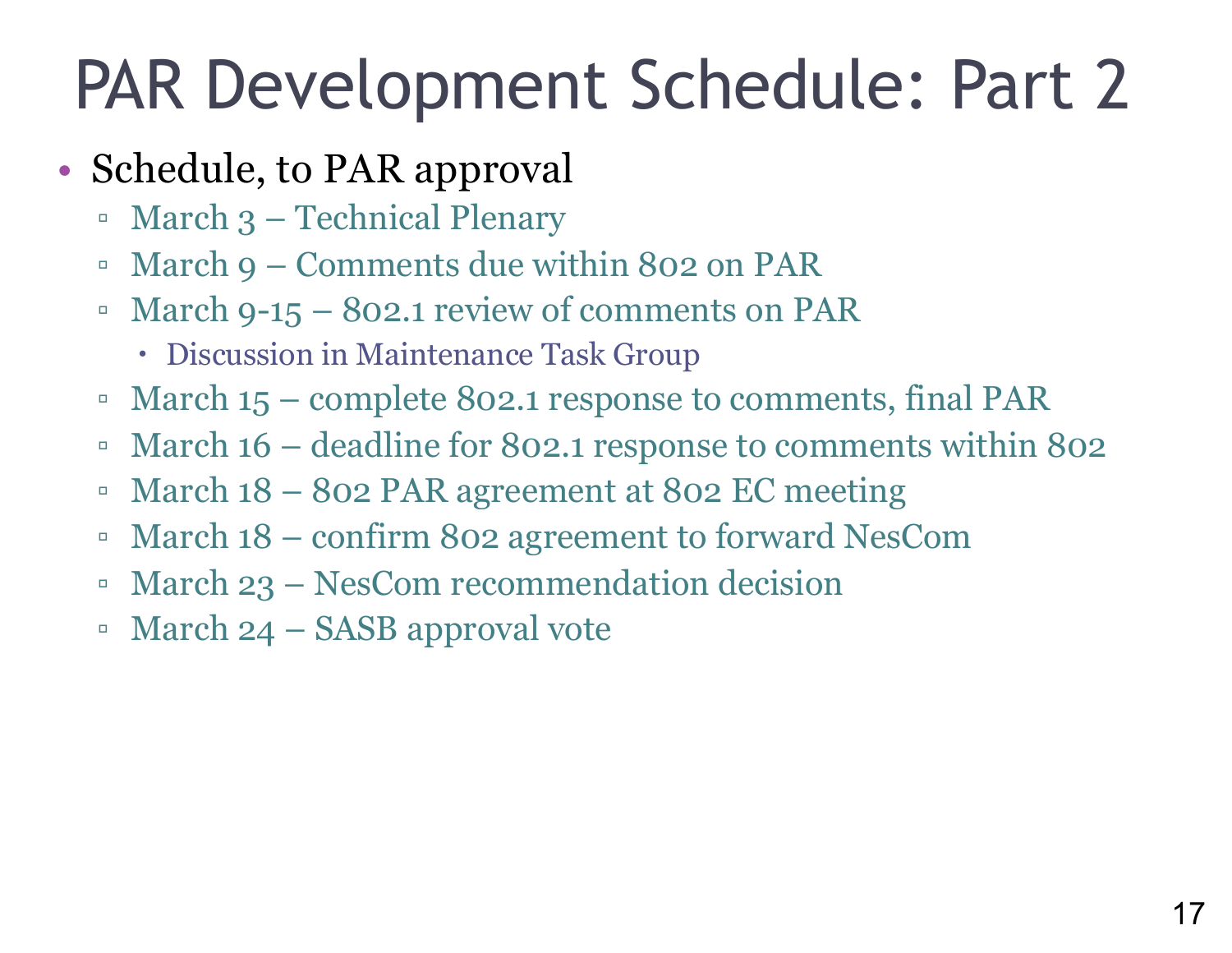# PAR Development Schedule: Part 2

- Schedule, to PAR approval
  - March 3 – Technical Plenary
  - March 9 – Comments due within 802 on PAR
  - March 9-15 – 802.1 review of comments on PAR
    - Discussion in Maintenance Task Group
  - March 15 – complete 802.1 response to comments, final PAR
  - March 16 – deadline for 802.1 response to comments within 802
  - March 18 – 802 PAR agreement at 802 EC meeting
  - March 18 – confirm 802 agreement to forward NesCom
  - March 23 – NesCom recommendation decision
  - March 24 – SASB approval vote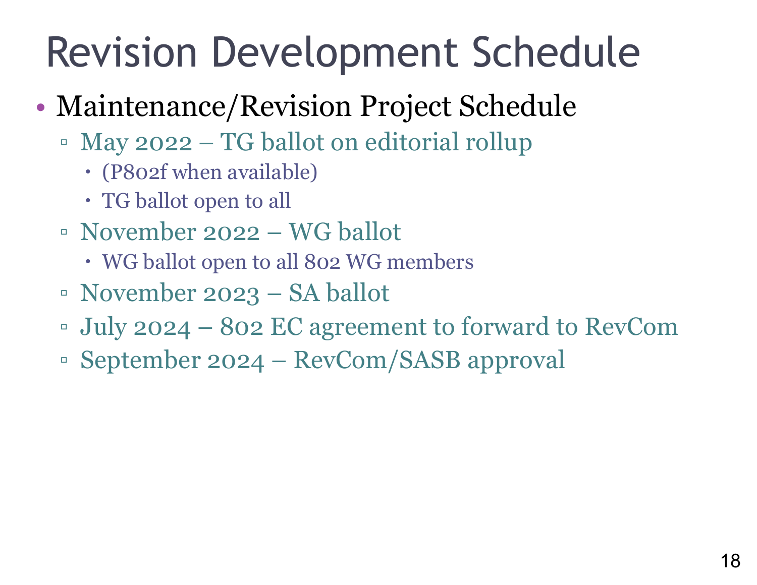# Revision Development Schedule

- Maintenance/Revision Project Schedule
  - May 2022 – TG ballot on editorial rollup
    - (P802f when available)
    - TG ballot open to all
  - November 2022 – WG ballot
    - WG ballot open to all 802 WG members
  - November 2023 – SA ballot
  - July 2024 – 802 EC agreement to forward to RevCom
  - September 2024 – RevCom/SASB approval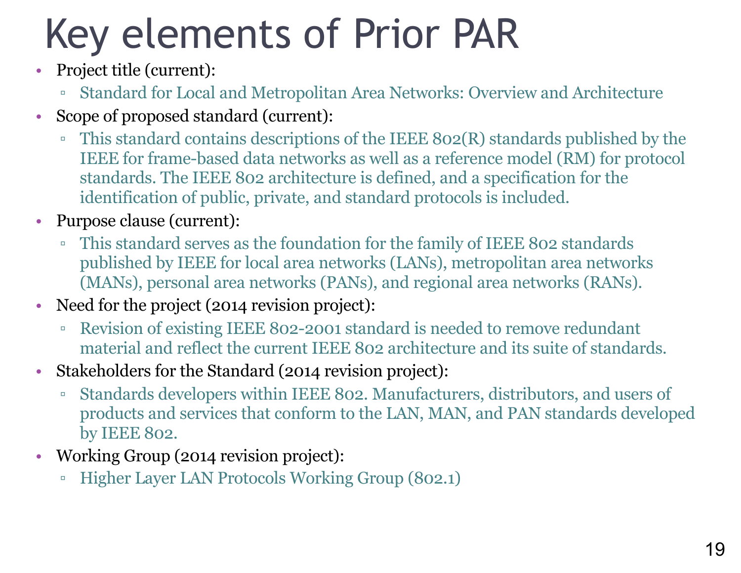# Key elements of Prior PAR

- Project title (current):
  - Standard for Local and Metropolitan Area Networks: Overview and Architecture
- Scope of proposed standard (current):
  - This standard contains descriptions of the IEEE 802(R) standards published by the IEEE for frame-based data networks as well as a reference model (RM) for protocol standards. The IEEE 802 architecture is defined, and a specification for the identification of public, private, and standard protocols is included.
- Purpose clause (current):
  - This standard serves as the foundation for the family of IEEE 802 standards published by IEEE for local area networks (LANs), metropolitan area networks (MANs), personal area networks (PANs), and regional area networks (RANs).
- Need for the project (2014 revision project):
  - Revision of existing IEEE 802-2001 standard is needed to remove redundant material and reflect the current IEEE 802 architecture and its suite of standards.
- Stakeholders for the Standard (2014 revision project):
  - Standards developers within IEEE 802. Manufacturers, distributors, and users of products and services that conform to the LAN, MAN, and PAN standards developed by IEEE 802.
- Working Group (2014 revision project):
  - Higher Layer LAN Protocols Working Group (802.1)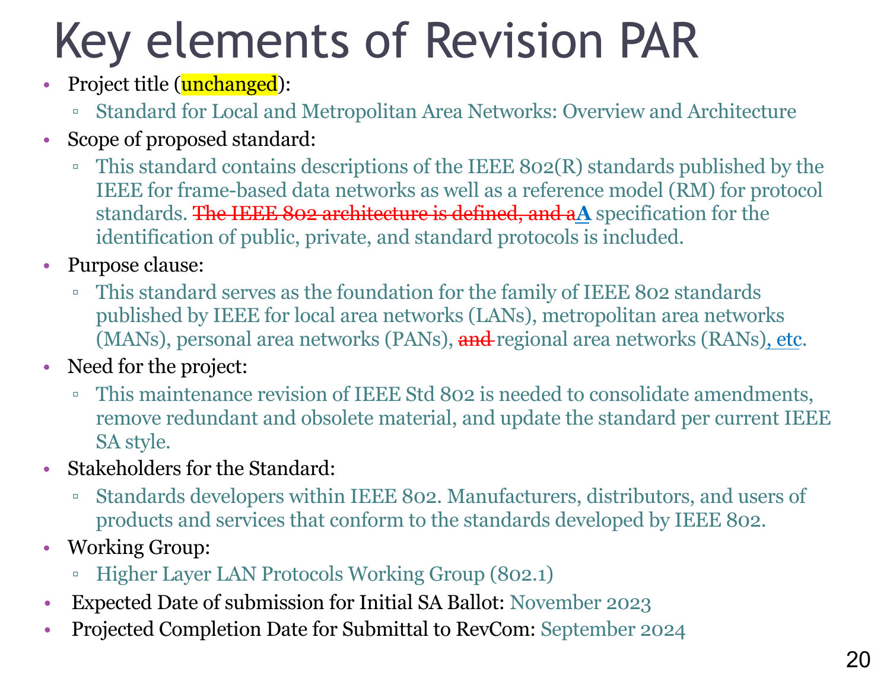# Key elements of Revision PAR

- Project title (unchanged):
  - Standard for Local and Metropolitan Area Networks: Overview and Architecture
- Scope of proposed standard:
  - This standard contains descriptions of the IEEE 802(R) standards published by the IEEE for frame-based data networks as well as a reference model (RM) for protocol standards. ~~The IEEE 802 architecture is defined, and a~~**A** specification for the identification of public, private, and standard protocols is included.
- Purpose clause:
  - This standard serves as the foundation for the family of IEEE 802 standards published by IEEE for local area networks (LANs), metropolitan area networks (MANs), personal area networks (PANs), ~~and~~ regional area networks (RANs), etc.
- Need for the project:
  - This maintenance revision of IEEE Std 802 is needed to consolidate amendments, remove redundant and obsolete material, and update the standard per current IEEE SA style.
- Stakeholders for the Standard:
  - Standards developers within IEEE 802. Manufacturers, distributors, and users of products and services that conform to the standards developed by IEEE 802.
- Working Group:
  - Higher Layer LAN Protocols Working Group (802.1)
- Expected Date of submission for Initial SA Ballot: November 2023
- Projected Completion Date for Submittal to RevCom: September 2024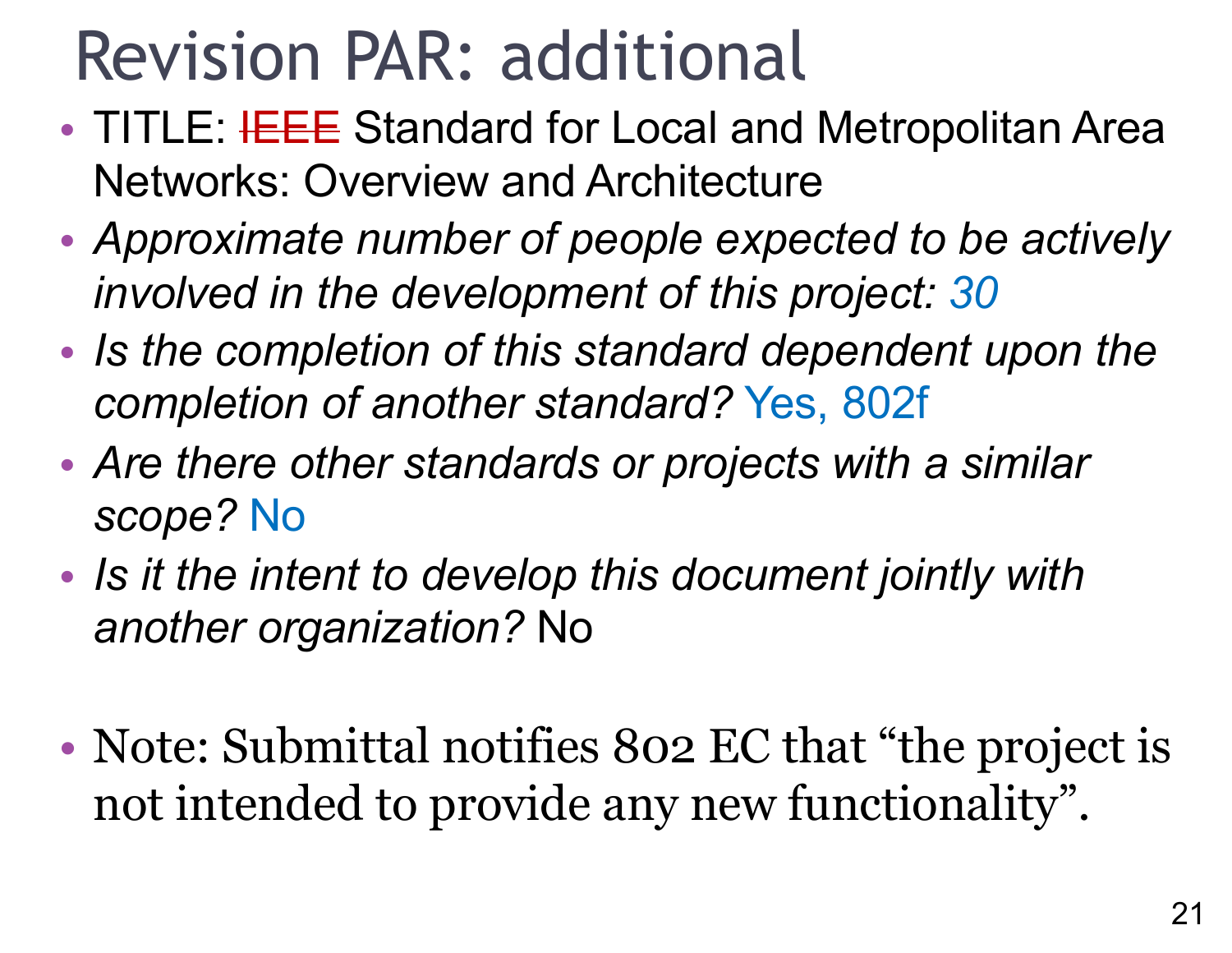# Revision PAR: additional

- TITLE: ~~IEEE~~ Standard for Local and Metropolitan Area Networks: Overview and Architecture
- *Approximate number of people expected to be actively involved in the development of this project: 30*
- *Is the completion of this standard dependent upon the completion of another standard?* Yes, 802f
- *Are there other standards or projects with a similar scope?* No
- *Is it the intent to develop this document jointly with another organization?* No

- Note: Submittal notifies 802 EC that "the project is not intended to provide any new functionality".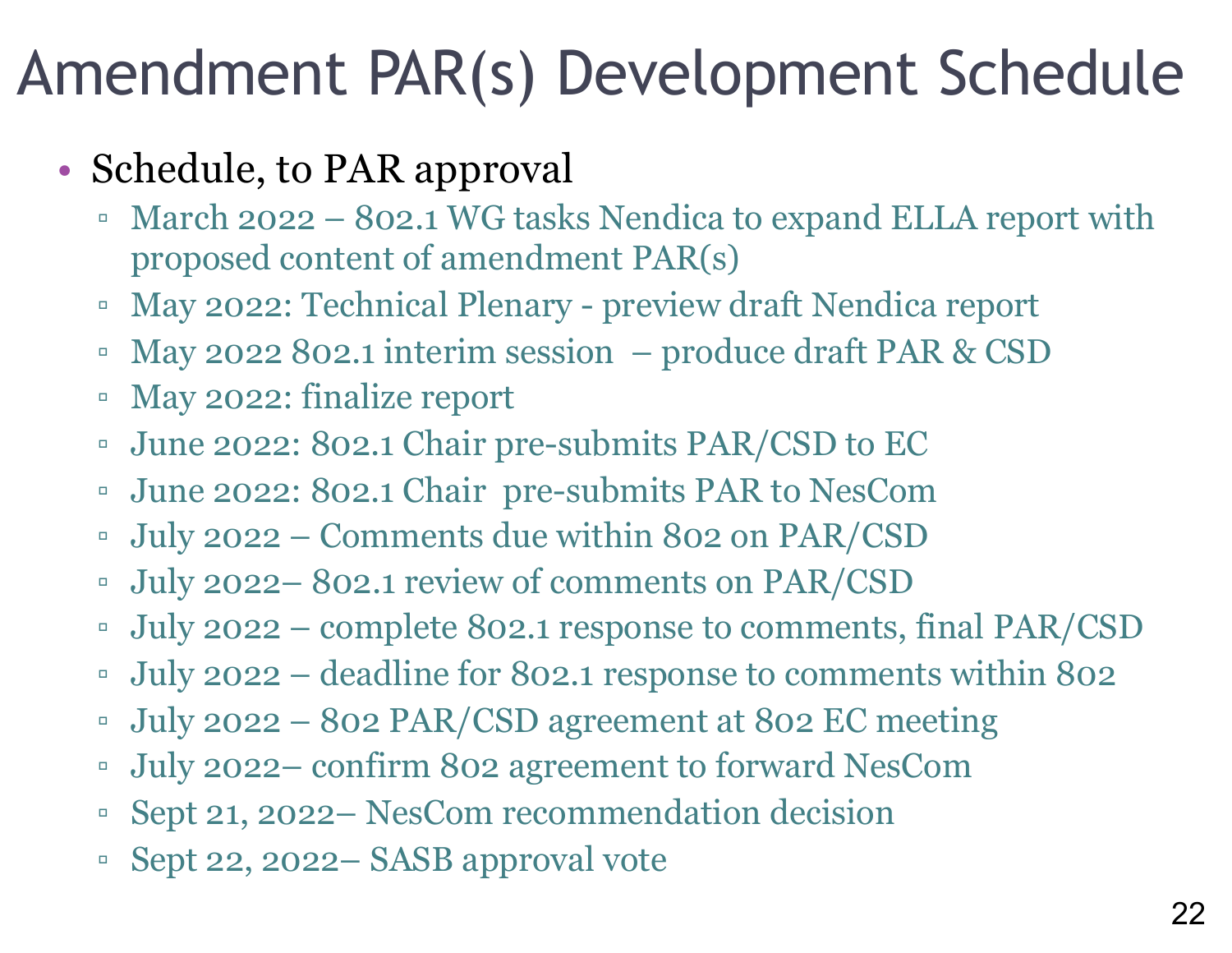# Amendment PAR(s) Development Schedule

- Schedule, to PAR approval
  - March 2022 – 802.1 WG tasks Nendica to expand ELLA report with proposed content of amendment PAR(s)
  - May 2022: Technical Plenary - preview draft Nendica report
  - May 2022 802.1 interim session – produce draft PAR & CSD
  - May 2022: finalize report
  - June 2022: 802.1 Chair pre-submits PAR/CSD to EC
  - June 2022: 802.1 Chair pre-submits PAR to NesCom
  - July 2022 – Comments due within 802 on PAR/CSD
  - July 2022– 802.1 review of comments on PAR/CSD
  - July 2022 – complete 802.1 response to comments, final PAR/CSD
  - July 2022 – deadline for 802.1 response to comments within 802
  - July 2022 – 802 PAR/CSD agreement at 802 EC meeting
  - July 2022– confirm 802 agreement to forward NesCom
  - Sept 21, 2022– NesCom recommendation decision
  - Sept 22, 2022– SASB approval vote